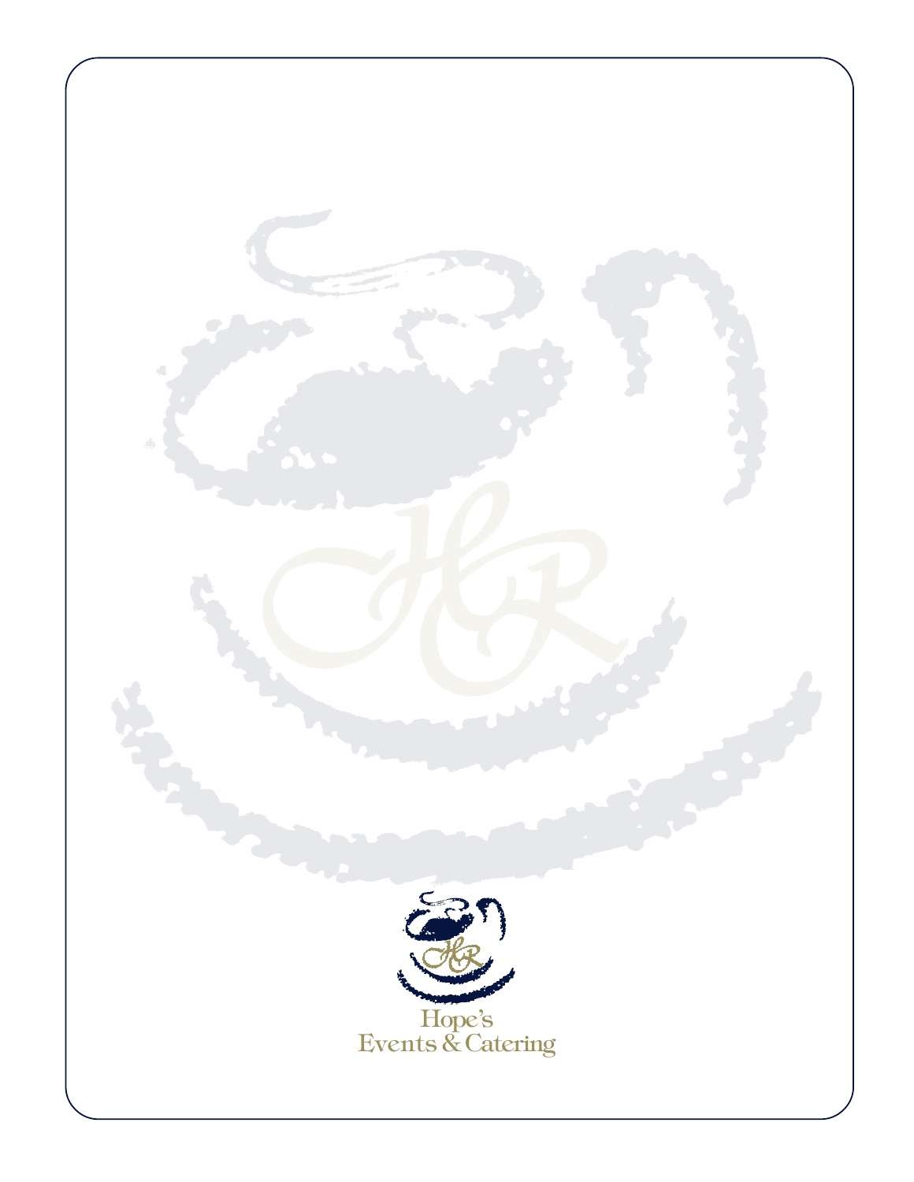Hope's
Events & Catering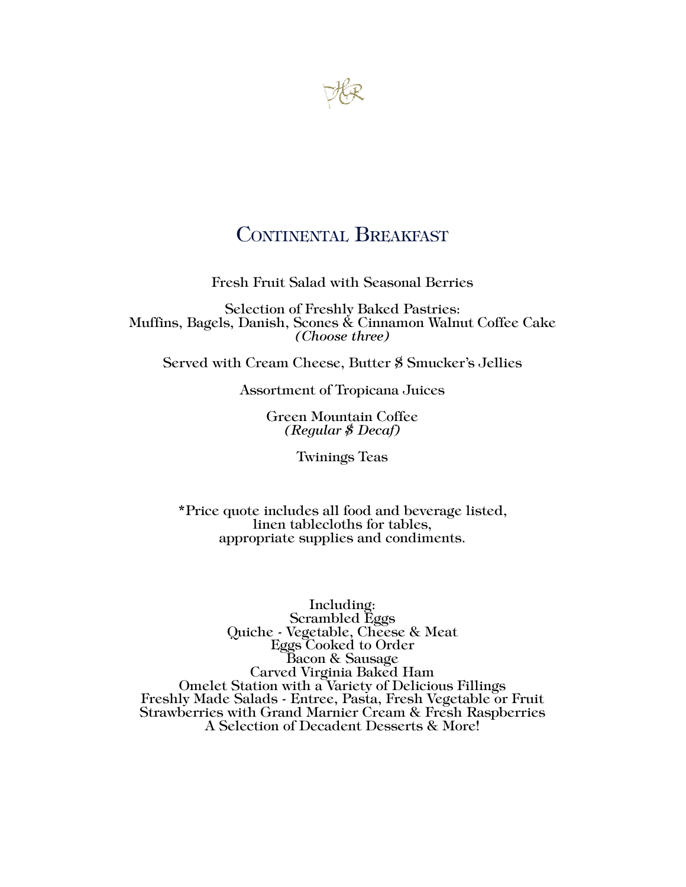# Continental Breakfast

Fresh Fruit Salad with Seasonal Berries

Selection of Freshly Baked Pastries:
Muffins, Bagels, Danish, Scones & Cinnamon Walnut Coffee Cake
*(Choose three)*

Served with Cream Cheese, Butter $ Smucker's Jellies

Assortment of Tropicana Juices

Green Mountain Coffee
*(Regular $ Decaf)*

Twinings Teas

*Price quote includes all food and beverage listed,
linen tablecloths for tables,
appropriate supplies and condiments.

Including:
Scrambled Eggs
Quiche - Vegetable, Cheese & Meat
Eggs Cooked to Order
Bacon & Sausage
Carved Virginia Baked Ham
Omelet Station with a Variety of Delicious Fillings
Freshly Made Salads - Entree, Pasta, Fresh Vegetable or Fruit
Strawberries with Grand Marnier Cream & Fresh Raspberries
A Selection of Decadent Desserts & More!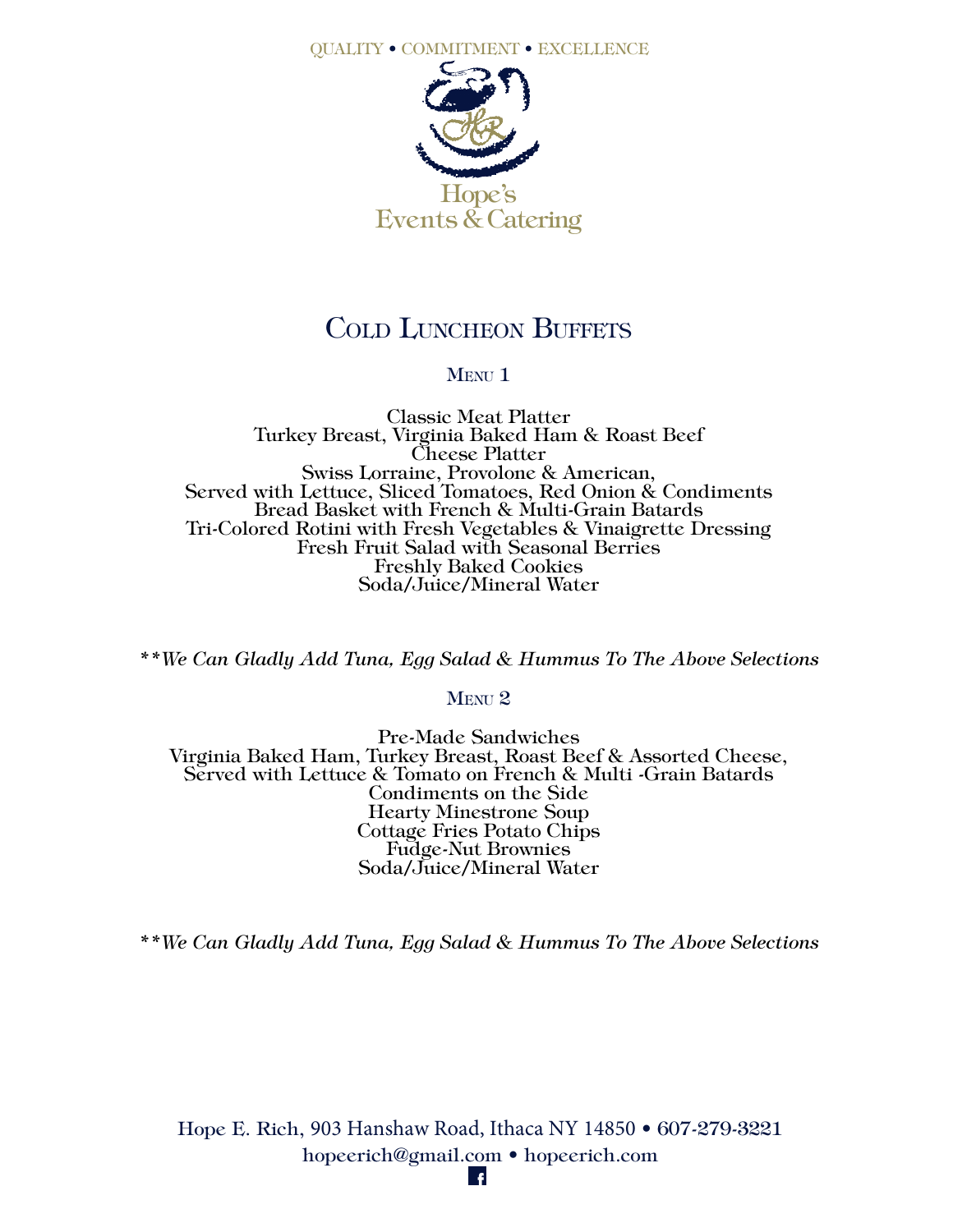QUALITY • COMMITMENT • EXCELLENCE

Hope's
Events & Catering

# Cold Luncheon Buffets

## Menu 1

Classic Meat Platter
Turkey Breast, Virginia Baked Ham & Roast Beef
Cheese Platter
Swiss Lorraine, Provolone & American,
Served with Lettuce, Sliced Tomatoes, Red Onion & Condiments
Bread Basket with French & Multi-Grain Batards
Tri-Colored Rotini with Fresh Vegetables & Vinaigrette Dressing
Fresh Fruit Salad with Seasonal Berries
Freshly Baked Cookies
Soda/Juice/Mineral Water

*\*\*We Can Gladly Add Tuna, Egg Salad & Hummus To The Above Selections*

## Menu 2

Pre-Made Sandwiches
Virginia Baked Ham, Turkey Breast, Roast Beef & Assorted Cheese,
Served with Lettuce & Tomato on French & Multi -Grain Batards
Condiments on the Side
Hearty Minestrone Soup
Cottage Fries Potato Chips
Fudge-Nut Brownies
Soda/Juice/Mineral Water

*\*\*We Can Gladly Add Tuna, Egg Salad & Hummus To The Above Selections*

Hope E. Rich, 903 Hanshaw Road, Ithaca NY 14850 • 607-279-3221
hopeerich@gmail.com • hopeerich.com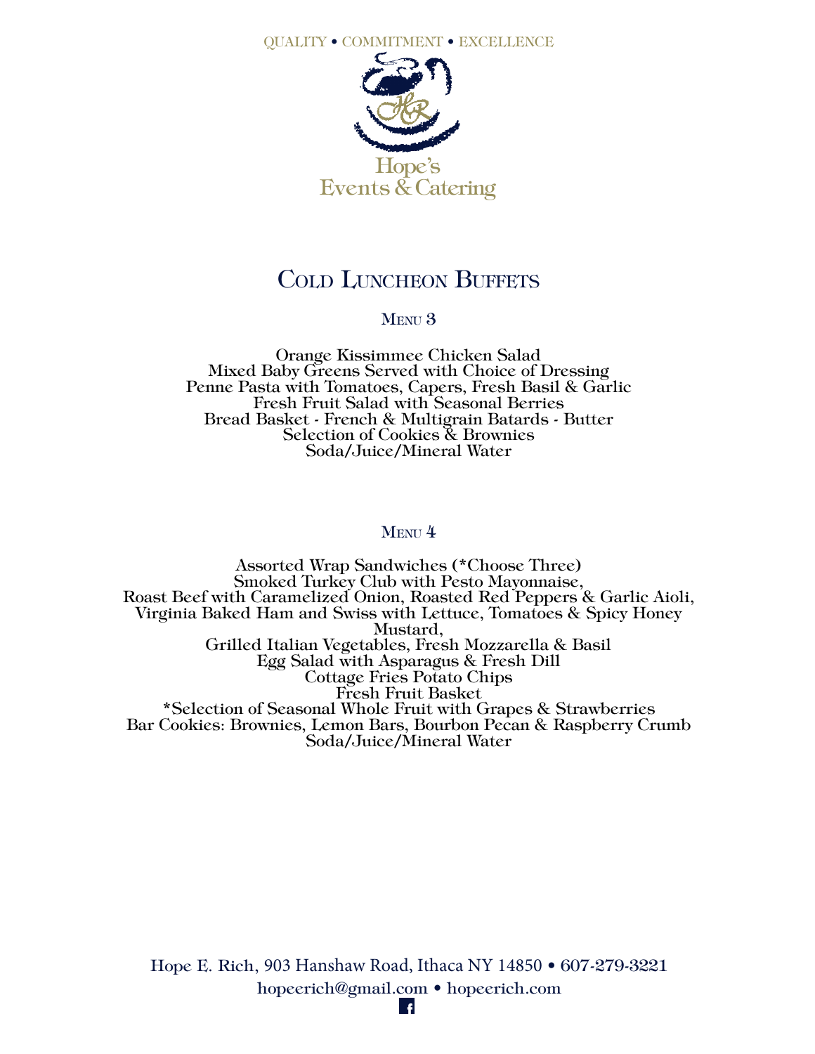QUALITY • COMMITMENT • EXCELLENCE

Hope's
Events & Catering

# Cold Luncheon Buffets

## Menu 3

Orange Kissimmee Chicken Salad
Mixed Baby Greens Served with Choice of Dressing
Penne Pasta with Tomatoes, Capers, Fresh Basil & Garlic
Fresh Fruit Salad with Seasonal Berries
Bread Basket - French & Multigrain Batards - Butter
Selection of Cookies & Brownies
Soda/Juice/Mineral Water

## Menu 4

Assorted Wrap Sandwiches (*Choose Three)
Smoked Turkey Club with Pesto Mayonnaise,
Roast Beef with Caramelized Onion, Roasted Red Peppers & Garlic Aioli,
Virginia Baked Ham and Swiss with Lettuce, Tomatoes & Spicy Honey Mustard,
Grilled Italian Vegetables, Fresh Mozzarella & Basil
Egg Salad with Asparagus & Fresh Dill
Cottage Fries Potato Chips
Fresh Fruit Basket
*Selection of Seasonal Whole Fruit with Grapes & Strawberries
Bar Cookies: Brownies, Lemon Bars, Bourbon Pecan & Raspberry Crumb
Soda/Juice/Mineral Water

Hope E. Rich, 903 Hanshaw Road, Ithaca NY 14850 • 607-279-3221
hopeerich@gmail.com • hopeerich.com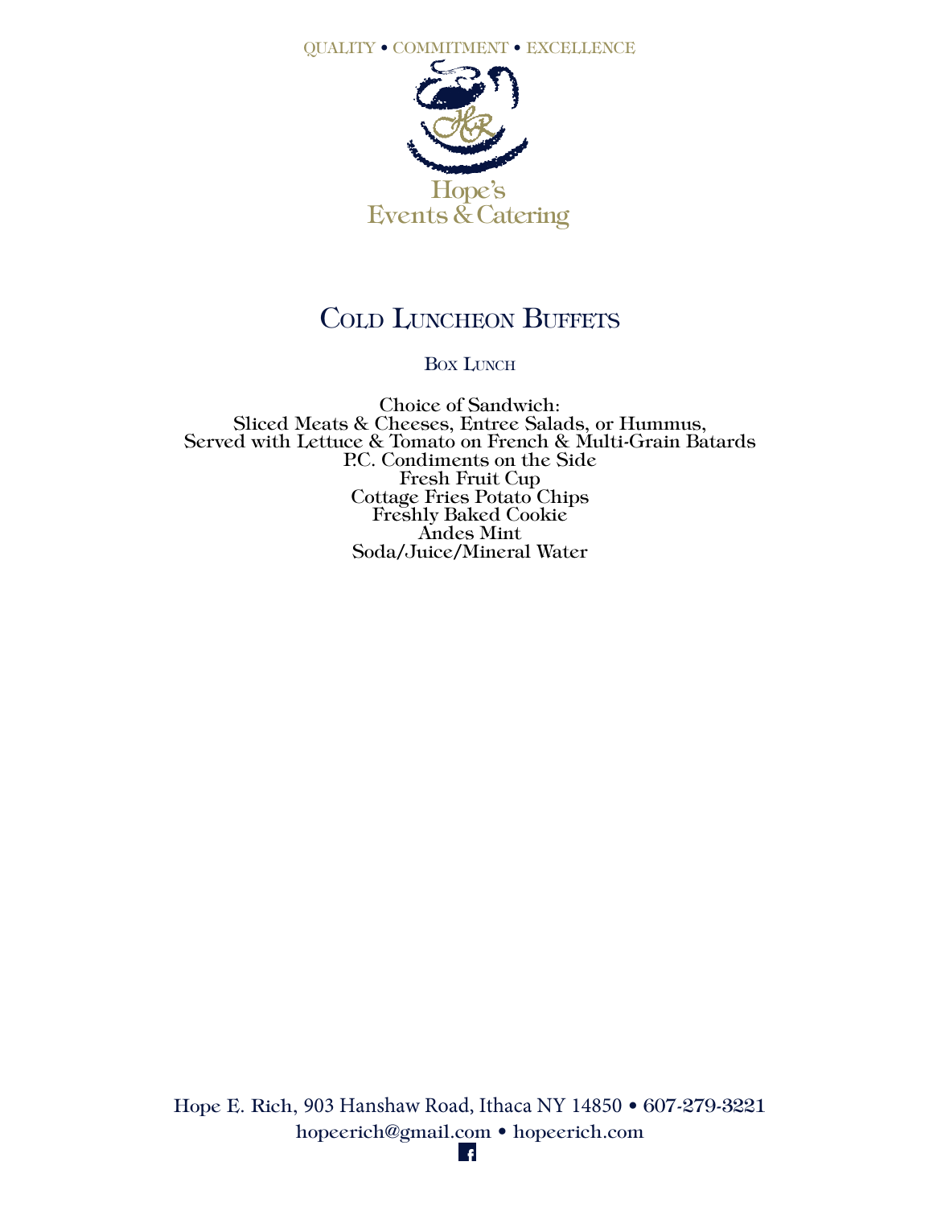QUALITY • COMMITMENT • EXCELLENCE

Hope's
Events & Catering

# Cold Luncheon Buffets

## Box Lunch

Choice of Sandwich:
Sliced Meats & Cheeses, Entree Salads, or Hummus,
Served with Lettuce & Tomato on French & Multi-Grain Batards
P.C. Condiments on the Side
Fresh Fruit Cup
Cottage Fries Potato Chips
Freshly Baked Cookie
Andes Mint
Soda/Juice/Mineral Water

Hope E. Rich, 903 Hanshaw Road, Ithaca NY 14850 • 607-279-3221
hopeerich@gmail.com • hopeerich.com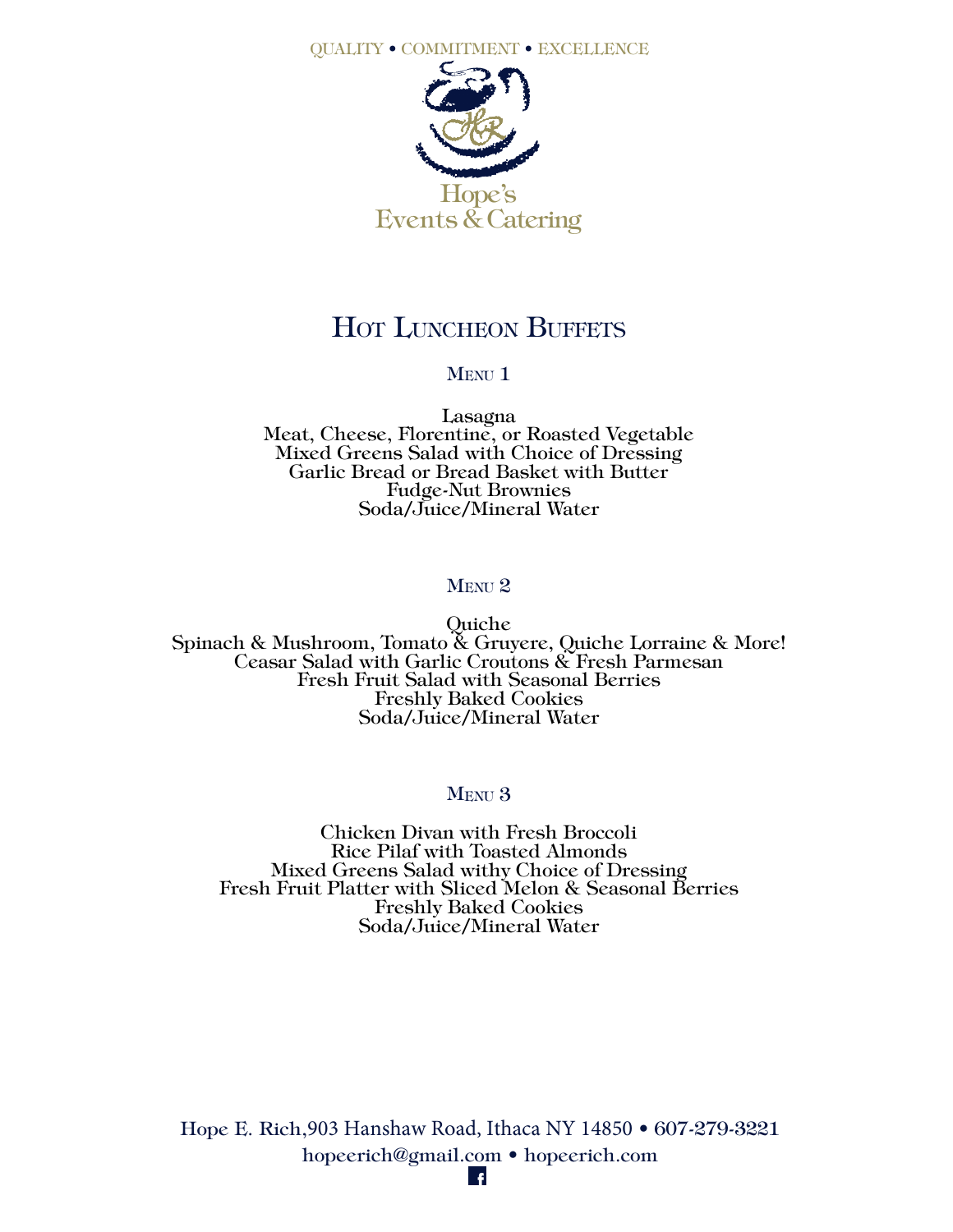QUALITY • COMMITMENT • EXCELLENCE

Hope's
Events & Catering

# Hot Luncheon Buffets

## Menu 1

Lasagna
Meat, Cheese, Florentine, or Roasted Vegetable
Mixed Greens Salad with Choice of Dressing
Garlic Bread or Bread Basket with Butter
Fudge-Nut Brownies
Soda/Juice/Mineral Water

## Menu 2

Quiche
Spinach & Mushroom, Tomato & Gruyere, Quiche Lorraine & More!
Ceasar Salad with Garlic Croutons & Fresh Parmesan
Fresh Fruit Salad with Seasonal Berries
Freshly Baked Cookies
Soda/Juice/Mineral Water

## Menu 3

Chicken Divan with Fresh Broccoli
Rice Pilaf with Toasted Almonds
Mixed Greens Salad withy Choice of Dressing
Fresh Fruit Platter with Sliced Melon & Seasonal Berries
Freshly Baked Cookies
Soda/Juice/Mineral Water

Hope E. Rich,903 Hanshaw Road, Ithaca NY 14850 • 607-279-3221
hopeerich@gmail.com • hopeerich.com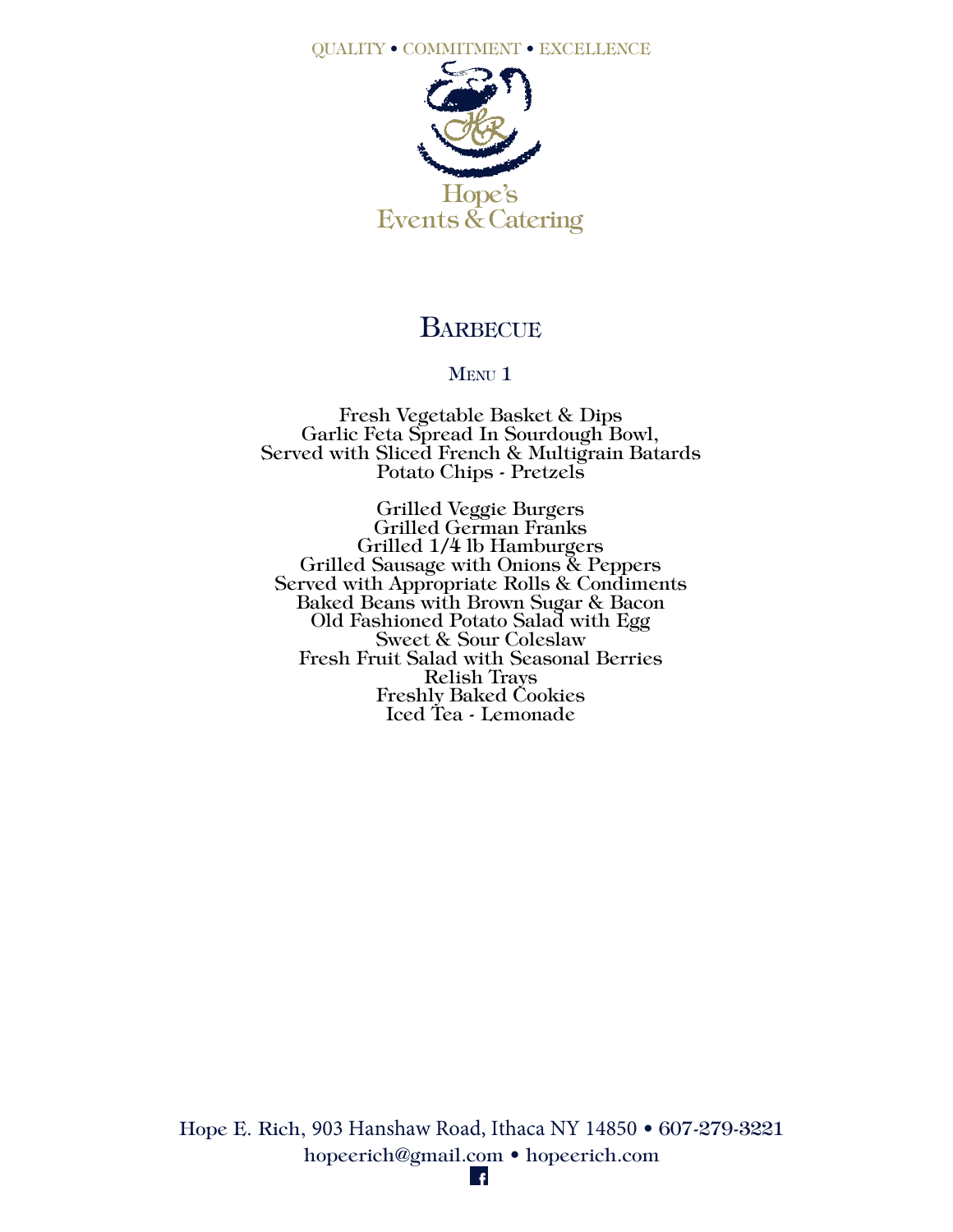QUALITY • COMMITMENT • EXCELLENCE

Hope's Events & Catering

# Barbecue

## Menu 1

Fresh Vegetable Basket & Dips
Garlic Feta Spread In Sourdough Bowl,
Served with Sliced French & Multigrain Batards
Potato Chips - Pretzels

Grilled Veggie Burgers
Grilled German Franks
Grilled 1/4 lb Hamburgers
Grilled Sausage with Onions & Peppers
Served with Appropriate Rolls & Condiments
Baked Beans with Brown Sugar & Bacon
Old Fashioned Potato Salad with Egg
Sweet & Sour Coleslaw
Fresh Fruit Salad with Seasonal Berries
Relish Trays
Freshly Baked Cookies
Iced Tea - Lemonade

Hope E. Rich, 903 Hanshaw Road, Ithaca NY 14850 • 607-279-3221
hopeerich@gmail.com • hopeerich.com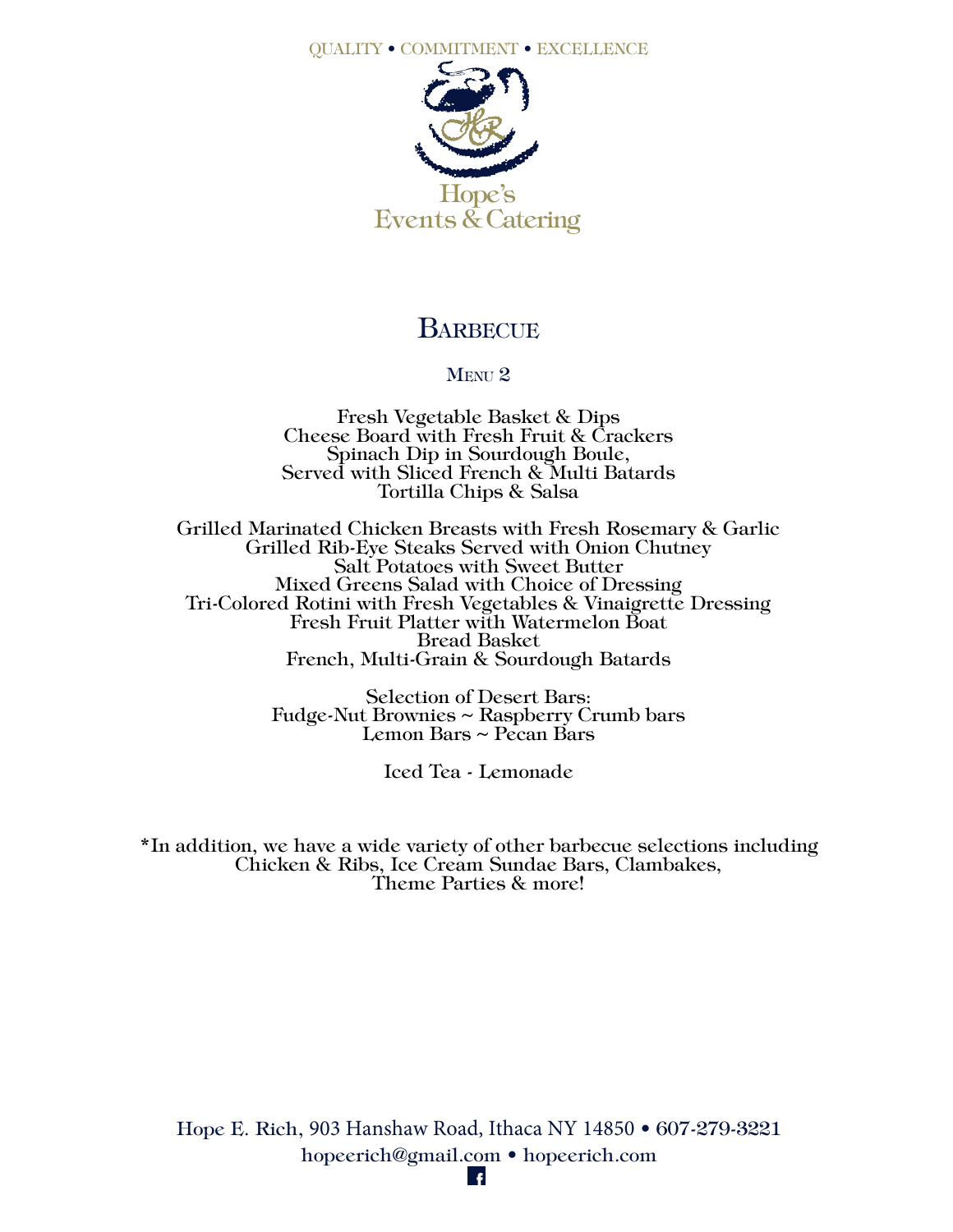QUALITY • COMMITMENT • EXCELLENCE

Hope's
Events & Catering

# Barbecue

## Menu 2

Fresh Vegetable Basket & Dips
Cheese Board with Fresh Fruit & Crackers
Spinach Dip in Sourdough Boule,
Served with Sliced French & Multi Batards
Tortilla Chips & Salsa

Grilled Marinated Chicken Breasts with Fresh Rosemary & Garlic
Grilled Rib-Eye Steaks Served with Onion Chutney
Salt Potatoes with Sweet Butter
Mixed Greens Salad with Choice of Dressing
Tri-Colored Rotini with Fresh Vegetables & Vinaigrette Dressing
Fresh Fruit Platter with Watermelon Boat
Bread Basket
French, Multi-Grain & Sourdough Batards

Selection of Desert Bars:
Fudge-Nut Brownies ~ Raspberry Crumb bars
Lemon Bars ~ Pecan Bars

Iced Tea - Lemonade

*In addition, we have a wide variety of other barbecue selections including
Chicken & Ribs, Ice Cream Sundae Bars, Clambakes,
Theme Parties & more!

Hope E. Rich, 903 Hanshaw Road, Ithaca NY 14850 • 607-279-3221
hopeerich@gmail.com • hopeerich.com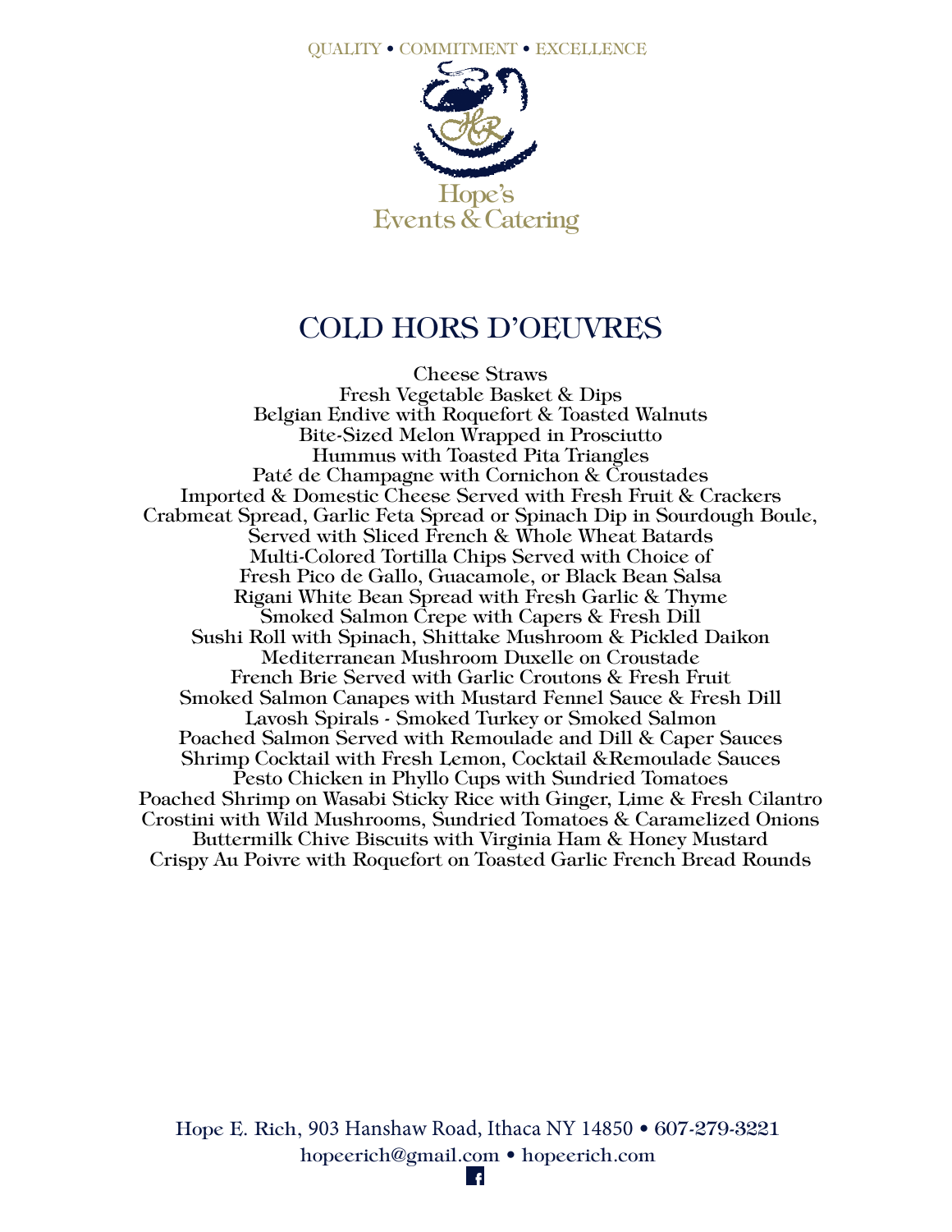QUALITY • COMMITMENT • EXCELLENCE

Hope's
Events & Catering

# COLD HORS D'OEUVRES

Cheese Straws
Fresh Vegetable Basket & Dips
Belgian Endive with Roquefort & Toasted Walnuts
Bite-Sized Melon Wrapped in Prosciutto
Hummus with Toasted Pita Triangles
Paté de Champagne with Cornichon & Croustades
Imported & Domestic Cheese Served with Fresh Fruit & Crackers
Crabmeat Spread, Garlic Feta Spread or Spinach Dip in Sourdough Boule,
Served with Sliced French & Whole Wheat Batards
Multi-Colored Tortilla Chips Served with Choice of
Fresh Pico de Gallo, Guacamole, or Black Bean Salsa
Rigani White Bean Spread with Fresh Garlic & Thyme
Smoked Salmon Crepe with Capers & Fresh Dill
Sushi Roll with Spinach, Shittake Mushroom & Pickled Daikon
Mediterranean Mushroom Duxelle on Croustade
French Brie Served with Garlic Croutons & Fresh Fruit
Smoked Salmon Canapes with Mustard Fennel Sauce & Fresh Dill
Lavosh Spirals - Smoked Turkey or Smoked Salmon
Poached Salmon Served with Remoulade and Dill & Caper Sauces
Shrimp Cocktail with Fresh Lemon, Cocktail &Remoulade Sauces
Pesto Chicken in Phyllo Cups with Sundried Tomatoes
Poached Shrimp on Wasabi Sticky Rice with Ginger, Lime & Fresh Cilantro
Crostini with Wild Mushrooms, Sundried Tomatoes & Caramelized Onions
Buttermilk Chive Biscuits with Virginia Ham & Honey Mustard
Crispy Au Poivre with Roquefort on Toasted Garlic French Bread Rounds

Hope E. Rich, 903 Hanshaw Road, Ithaca NY 14850 • 607-279-3221
hopeerich@gmail.com • hopeerich.com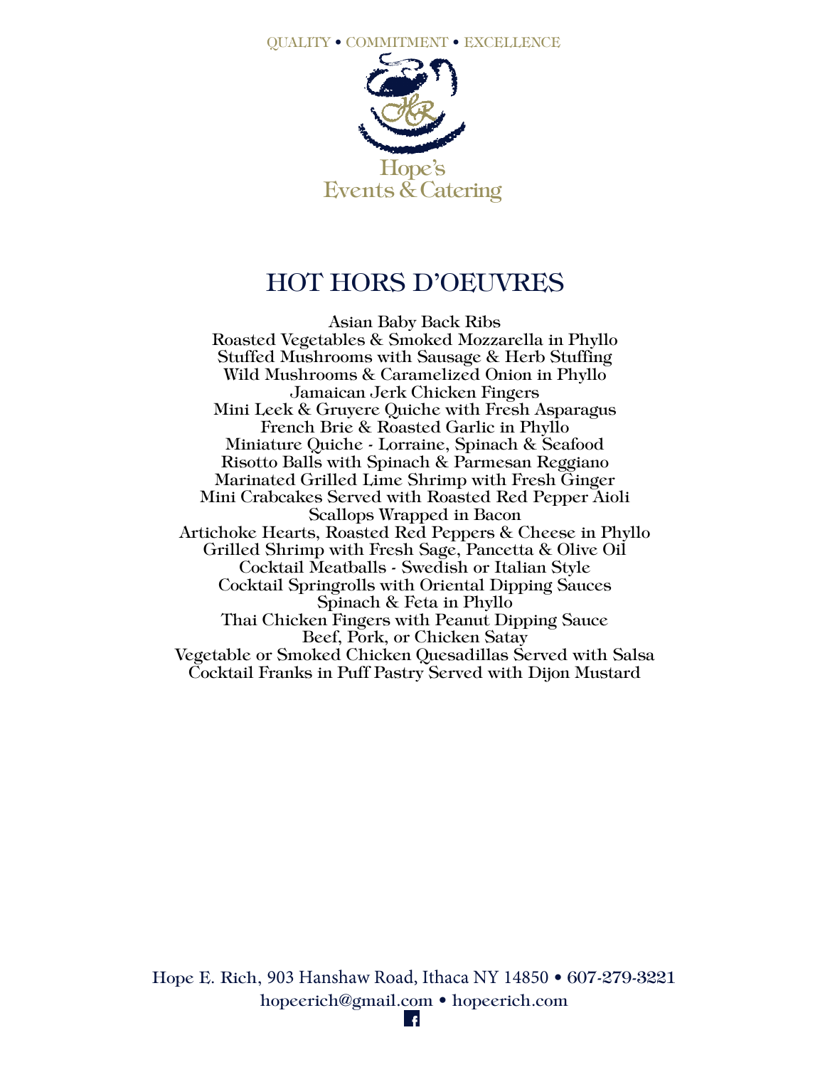QUALITY • COMMITMENT • EXCELLENCE

Hope's
Events & Catering

# HOT HORS D'OEUVRES

Asian Baby Back Ribs
Roasted Vegetables & Smoked Mozzarella in Phyllo
Stuffed Mushrooms with Sausage & Herb Stuffing
Wild Mushrooms & Caramelized Onion in Phyllo
Jamaican Jerk Chicken Fingers
Mini Leek & Gruyere Quiche with Fresh Asparagus
French Brie & Roasted Garlic in Phyllo
Miniature Quiche - Lorraine, Spinach & Seafood
Risotto Balls with Spinach & Parmesan Reggiano
Marinated Grilled Lime Shrimp with Fresh Ginger
Mini Crabcakes Served with Roasted Red Pepper Aioli
Scallops Wrapped in Bacon
Artichoke Hearts, Roasted Red Peppers & Cheese in Phyllo
Grilled Shrimp with Fresh Sage, Pancetta & Olive Oil
Cocktail Meatballs - Swedish or Italian Style
Cocktail Springrolls with Oriental Dipping Sauces
Spinach & Feta in Phyllo
Thai Chicken Fingers with Peanut Dipping Sauce
Beef, Pork, or Chicken Satay
Vegetable or Smoked Chicken Quesadillas Served with Salsa
Cocktail Franks in Puff Pastry Served with Dijon Mustard

Hope E. Rich, 903 Hanshaw Road, Ithaca NY 14850 • 607-279-3221
hopeerich@gmail.com • hopeerich.com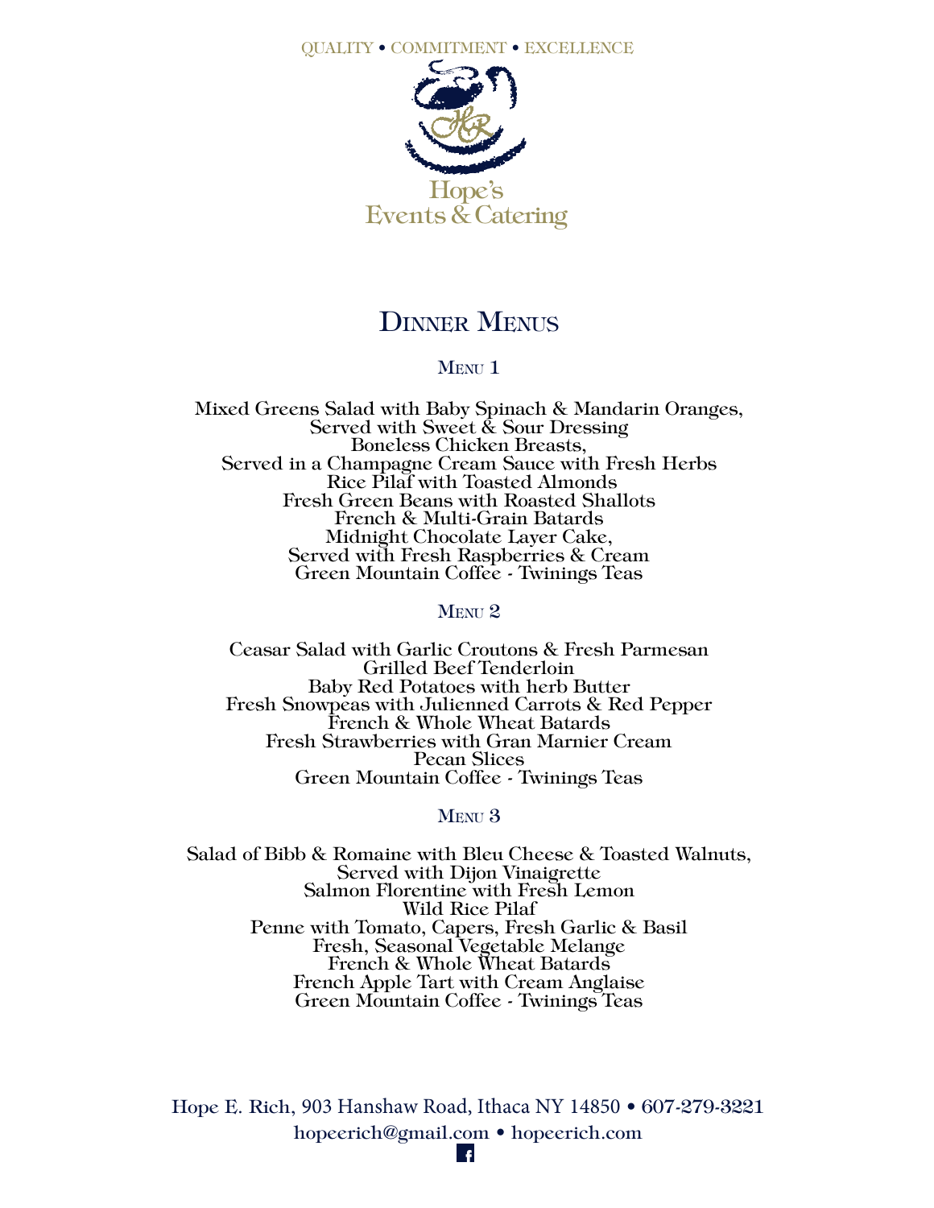QUALITY • COMMITMENT • EXCELLENCE

Hope's
Events & Catering

# Dinner Menus

## Menu 1

Mixed Greens Salad with Baby Spinach & Mandarin Oranges,
Served with Sweet & Sour Dressing
Boneless Chicken Breasts,
Served in a Champagne Cream Sauce with Fresh Herbs
Rice Pilaf with Toasted Almonds
Fresh Green Beans with Roasted Shallots
French & Multi-Grain Batards
Midnight Chocolate Layer Cake,
Served with Fresh Raspberries & Cream
Green Mountain Coffee - Twinings Teas

## Menu 2

Ceasar Salad with Garlic Croutons & Fresh Parmesan
Grilled Beef Tenderloin
Baby Red Potatoes with herb Butter
Fresh Snowpeas with Julienned Carrots & Red Pepper
French & Whole Wheat Batards
Fresh Strawberries with Gran Marnier Cream
Pecan Slices
Green Mountain Coffee - Twinings Teas

## Menu 3

Salad of Bibb & Romaine with Bleu Cheese & Toasted Walnuts,
Served with Dijon Vinaigrette
Salmon Florentine with Fresh Lemon
Wild Rice Pilaf
Penne with Tomato, Capers, Fresh Garlic & Basil
Fresh, Seasonal Vegetable Melange
French & Whole Wheat Batards
French Apple Tart with Cream Anglaise
Green Mountain Coffee - Twinings Teas

Hope E. Rich, 903 Hanshaw Road, Ithaca NY 14850 • 607-279-3221
hopeerich@gmail.com • hopeerich.com